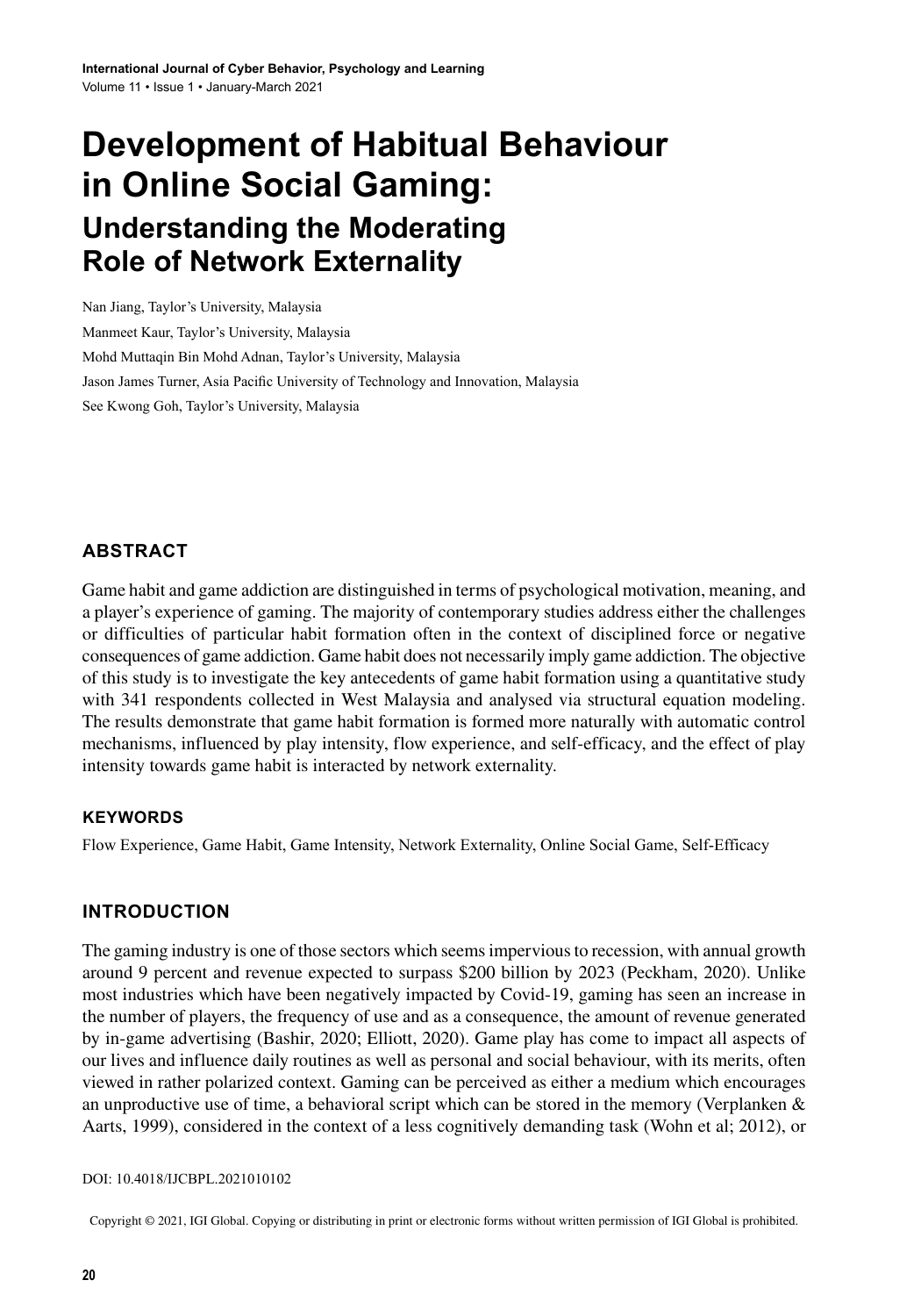# Development of Habitual Behaviour in Online Social Gaming:

## Understanding the Moderating Role of Network Externality

Nan Jiang, Taylor's University, Malaysia

Manmeet Kaur, Taylor's University, Malaysia

Mohd Muttaqin Bin Mohd Adnan, Taylor's University, Malaysia

Jason James Turner, Asia Pacific University of Technology and Innovation, Malaysia

See Kwong Goh, Taylor's University, Malaysia

### ABSTRACT

Game habit and game addiction are distinguished in terms of psychological motivation, meaning, and a player's experience of gaming. The majority of contemporary studies address either the challenges or difficulties of particular habit formation often in the context of disciplined force or negative consequences of game addiction. Game habit does not necessarily imply game addiction. The objective of this study is to investigate the key antecedents of game habit formation using a quantitative study with 341 respondents collected in West Malaysia and analysed via structural equation modeling. The results demonstrate that game habit formation is formed more naturally with automatic control mechanisms, influenced by play intensity, flow experience, and self-efficacy, and the effect of play intensity towards game habit is interacted by network externality.

#### KEYWORDS

Flow Experience, Game Habit, Game Intensity, Network Externality, Online Social Game, Self-Efficacy

### INTRODUCTION

The gaming industry is one of those sectors which seems impervious to recession, with annual growth around 9 percent and revenue expected to surpass $200 billion by 2023 (Peckham, 2020). Unlike most industries which have been negatively impacted by Covid-19, gaming has seen an increase in the number of players, the frequency of use and as a consequence, the amount of revenue generated by in-game advertising (Bashir, 2020; Elliott, 2020). Game play has come to impact all aspects of our lives and influence daily routines as well as personal and social behaviour, with its merits, often viewed in rather polarized context. Gaming can be perceived as either a medium which encourages an unproductive use of time, a behavioral script which can be stored in the memory (Verplanken & Aarts, 1999), considered in the context of a less cognitively demanding task (Wohn et al; 2012), or

DOI: 10.4018/IJCBPL.2021010102

Copyright © 2021, IGI Global. Copying or distributing in print or electronic forms without written permission of IGI Global is prohibited.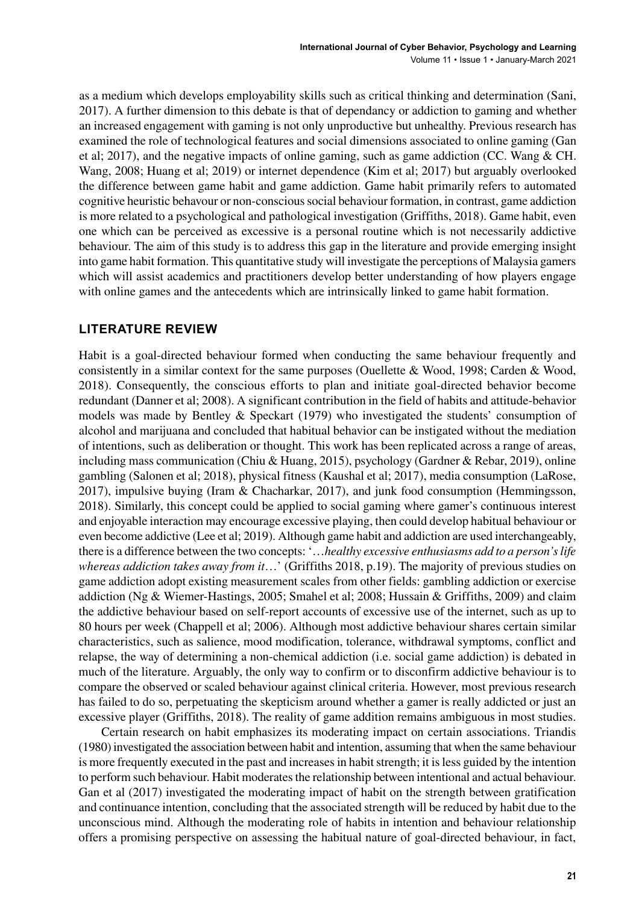as a medium which develops employability skills such as critical thinking and determination (Sani, 2017). A further dimension to this debate is that of dependancy or addiction to gaming and whether an increased engagement with gaming is not only unproductive but unhealthy. Previous research has examined the role of technological features and social dimensions associated to online gaming (Gan et al; 2017), and the negative impacts of online gaming, such as game addiction (CC. Wang & CH. Wang, 2008; Huang et al; 2019) or internet dependence (Kim et al; 2017) but arguably overlooked the difference between game habit and game addiction. Game habit primarily refers to automated cognitive heuristic behaviour or non-conscious social behaviour formation, in contrast, game addiction is more related to a psychological and pathological investigation (Griffiths, 2018). Game habit, even one which can be perceived as excessive is a personal routine which is not necessarily addictive behaviour. The aim of this study is to address this gap in the literature and provide emerging insight into game habit formation. This quantitative study will investigate the perceptions of Malaysia gamers which will assist academics and practitioners develop better understanding of how players engage with online games and the antecedents which are intrinsically linked to game habit formation.

## LITERATURE REVIEW

Habit is a goal-directed behaviour formed when conducting the same behaviour frequently and consistently in a similar context for the same purposes (Ouellette & Wood, 1998; Carden & Wood, 2018). Consequently, the conscious efforts to plan and initiate goal-directed behavior become redundant (Danner et al; 2008). A significant contribution in the field of habits and attitude-behavior models was made by Bentley & Speckart (1979) who investigated the students' consumption of alcohol and marijuana and concluded that habitual behavior can be instigated without the mediation of intentions, such as deliberation or thought. This work has been replicated across a range of areas, including mass communication (Chiu & Huang, 2015), psychology (Gardner & Rebar, 2019), online gambling (Salonen et al; 2018), physical fitness (Kaushal et al; 2017), media consumption (LaRose, 2017), impulsive buying (Iram & Chacharkar, 2017), and junk food consumption (Hemmingsson, 2018). Similarly, this concept could be applied to social gaming where gamer's continuous interest and enjoyable interaction may encourage excessive playing, then could develop habitual behaviour or even become addictive (Lee et al; 2019). Although game habit and addiction are used interchangeably, there is a difference between the two concepts: '…*healthy excessive enthusiasms add to a person's life whereas addiction takes away from it*…' (Griffiths 2018, p.19). The majority of previous studies on game addiction adopt existing measurement scales from other fields: gambling addiction or exercise addiction (Ng & Wiemer-Hastings, 2005; Smahel et al; 2008; Hussain & Griffiths, 2009) and claim the addictive behaviour based on self-report accounts of excessive use of the internet, such as up to 80 hours per week (Chappell et al; 2006). Although most addictive behaviour shares certain similar characteristics, such as salience, mood modification, tolerance, withdrawal symptoms, conflict and relapse, the way of determining a non-chemical addiction (i.e. social game addiction) is debated in much of the literature. Arguably, the only way to confirm or to disconfirm addictive behaviour is to compare the observed or scaled behaviour against clinical criteria. However, most previous research has failed to do so, perpetuating the skepticism around whether a gamer is really addicted or just an excessive player (Griffiths, 2018). The reality of game addition remains ambiguous in most studies.

Certain research on habit emphasizes its moderating impact on certain associations. Triandis (1980) investigated the association between habit and intention, assuming that when the same behaviour is more frequently executed in the past and increases in habit strength; it is less guided by the intention to perform such behaviour. Habit moderates the relationship between intentional and actual behaviour. Gan et al (2017) investigated the moderating impact of habit on the strength between gratification and continuance intention, concluding that the associated strength will be reduced by habit due to the unconscious mind. Although the moderating role of habits in intention and behaviour relationship offers a promising perspective on assessing the habitual nature of goal-directed behaviour, in fact,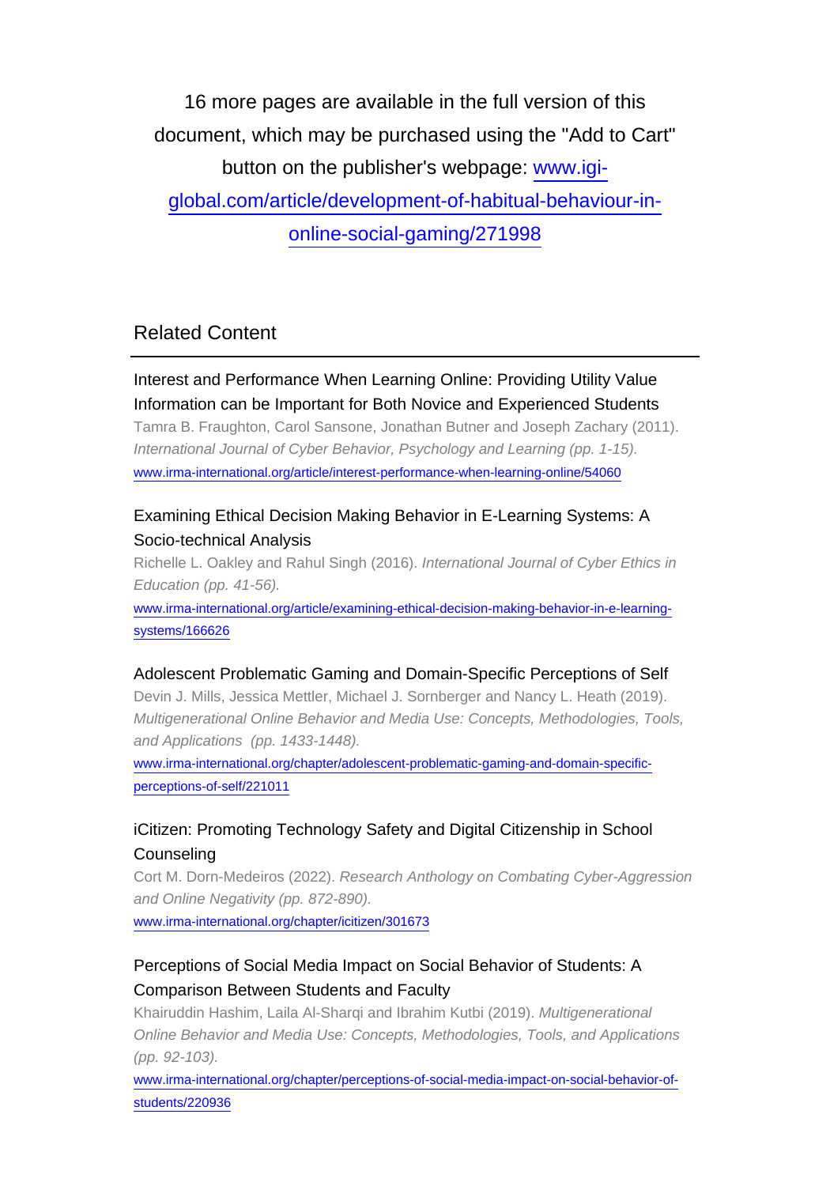16 more pages are available in the full version of this document, which may be purchased using the "Add to Cart" button on the publisher's webpage: [www.igi-global.com/article/development-of-habitual-behaviour-in-online-social-gaming/271998](www.igi-global.com/article/development-of-habitual-behaviour-in-online-social-gaming/271998)

## Related Content

### Interest and Performance When Learning Online: Providing Utility Value Information can be Important for Both Novice and Experienced Students

Tamra B. Fraughton, Carol Sansone, Jonathan Butner and Joseph Zachary (2011). *International Journal of Cyber Behavior, Psychology and Learning (pp. 1-15).*

[www.irma-international.org/article/interest-performance-when-learning-online/54060](www.irma-international.org/article/interest-performance-when-learning-online/54060)

### Examining Ethical Decision Making Behavior in E-Learning Systems: A Socio-technical Analysis

Richelle L. Oakley and Rahul Singh (2016). *International Journal of Cyber Ethics in Education (pp. 41-56).*

[www.irma-international.org/article/examining-ethical-decision-making-behavior-in-e-learning-systems/166626](www.irma-international.org/article/examining-ethical-decision-making-behavior-in-e-learning-systems/166626)

### Adolescent Problematic Gaming and Domain-Specific Perceptions of Self

Devin J. Mills, Jessica Mettler, Michael J. Sornberger and Nancy L. Heath (2019). *Multigenerational Online Behavior and Media Use: Concepts, Methodologies, Tools, and Applications (pp. 1433-1448).*

[www.irma-international.org/chapter/adolescent-problematic-gaming-and-domain-specific-perceptions-of-self/221011](www.irma-international.org/chapter/adolescent-problematic-gaming-and-domain-specific-perceptions-of-self/221011)

### iCitizen: Promoting Technology Safety and Digital Citizenship in School Counseling

Cort M. Dorn-Medeiros (2022). *Research Anthology on Combating Cyber-Aggression and Online Negativity (pp. 872-890).*

[www.irma-international.org/chapter/icitizen/301673](www.irma-international.org/chapter/icitizen/301673)

### Perceptions of Social Media Impact on Social Behavior of Students: A Comparison Between Students and Faculty

Khairuddin Hashim, Laila Al-Sharqi and Ibrahim Kutbi (2019). *Multigenerational Online Behavior and Media Use: Concepts, Methodologies, Tools, and Applications (pp. 92-103).*

[www.irma-international.org/chapter/perceptions-of-social-media-impact-on-social-behavior-of-students/220936](www.irma-international.org/chapter/perceptions-of-social-media-impact-on-social-behavior-of-students/220936)